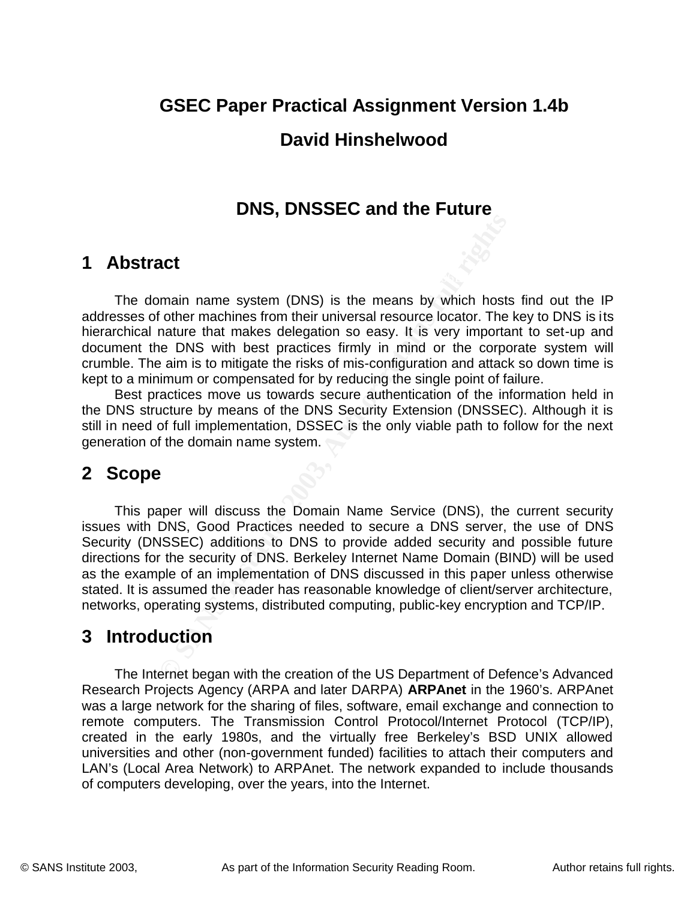# GSEC Paper Practical Assignment Version 1.4b

# David Hinshelwood

## DNS, DNSSEC and the Future

## 1 Abstract

The domain name system (DNS) is the means by which hosts find out the IP addresses of other machines from their universal resource locator. The key to DNS is its hierarchical nature that makes delegation so easy. It is very important to set-up and document the DNS with best practices firmly in mind or the corporate system will crumble. The aim is to mitigate the risks of mis-configuration and attack so down time is kept to a minimum or compensated for by reducing the single point of failure.

Best practices move us towards secure authentication of the information held in the DNS structure by means of the DNS Security Extension (DNSSEC). Although it is still in need of full implementation, DSSEC is the only viable path to follow for the next generation of the domain name system.

## 2 Scope

This paper will discuss the Domain Name Service (DNS), the current security issues with DNS, Good Practices needed to secure a DNS server, the use of DNS Security (DNSSEC) additions to DNS to provide added security and possible future directions for the security of DNS. Berkeley Internet Name Domain (BIND) will be used as the example of an implementation of DNS discussed in this paper unless otherwise stated. It is assumed the reader has reasonable knowledge of client/server architecture, networks, operating systems, distributed computing, public-key encryption and TCP/IP.

## 3 Introduction

The Internet began with the creation of the US Department of Defence's Advanced Research Projects Agency (ARPA and later DARPA) **ARPAnet** in the 1960's. ARPAnet was a large network for the sharing of files, software, email exchange and connection to remote computers. The Transmission Control Protocol/Internet Protocol (TCP/IP), created in the early 1980s, and the virtually free Berkeley's BSD UNIX allowed universities and other (non-government funded) facilities to attach their computers and LAN's (Local Area Network) to ARPAnet. The network expanded to include thousands of computers developing, over the years, into the Internet.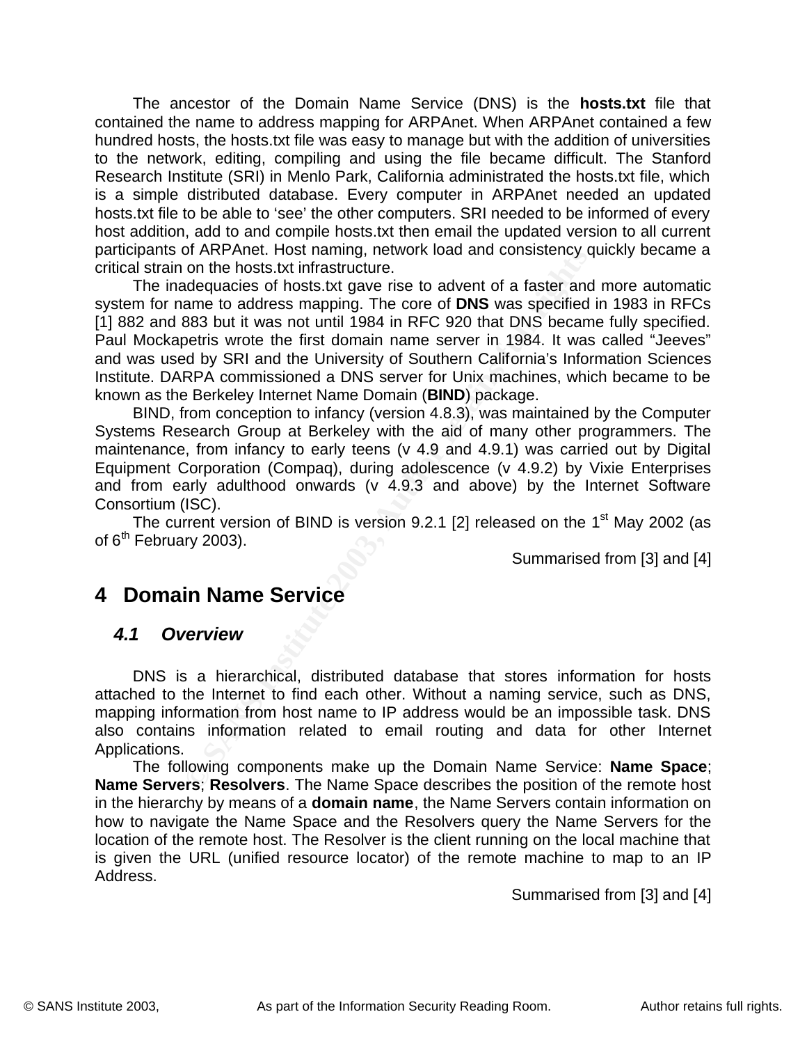The ancestor of the Domain Name Service (DNS) is the **hosts.txt** file that contained the name to address mapping for ARPAnet. When ARPAnet contained a few hundred hosts, the hosts.txt file was easy to manage but with the addition of universities to the network, editing, compiling and using the file became difficult. The Stanford Research Institute (SRI) in Menlo Park, California administrated the hosts.txt file, which is a simple distributed database. Every computer in ARPAnet needed an updated hosts.txt file to be able to 'see' the other computers. SRI needed to be informed of every host addition, add to and compile hosts.txt then email the updated version to all current participants of ARPAnet. Host naming, network load and consistency quickly became a critical strain on the hosts.txt infrastructure.

The inadequacies of hosts.txt gave rise to advent of a faster and more automatic system for name to address mapping. The core of **DNS** was specified in 1983 in RFCs [1] 882 and 883 but it was not until 1984 in RFC 920 that DNS became fully specified. Paul Mockapetris wrote the first domain name server in 1984. It was called "Jeeves" and was used by SRI and the University of Southern California's Information Sciences Institute. DARPA commissioned a DNS server for Unix machines, which became to be known as the Berkeley Internet Name Domain (**BIND**) package.

BIND, from conception to infancy (version 4.8.3), was maintained by the Computer Systems Research Group at Berkeley with the aid of many other programmers. The maintenance, from infancy to early teens (v 4.9 and 4.9.1) was carried out by Digital Equipment Corporation (Compaq), during adolescence (v 4.9.2) by Vixie Enterprises and from early adulthood onwards (v 4.9.3 and above) by the Internet Software Consortium (ISC).

The current version of BIND is version 9.2.1 [2] released on the 1st May 2002 (as of 6th February 2003).

Summarised from [3] and [4]

# 4 Domain Name Service

## 4.1 Overview

DNS is a hierarchical, distributed database that stores information for hosts attached to the Internet to find each other. Without a naming service, such as DNS, mapping information from host name to IP address would be an impossible task. DNS also contains information related to email routing and data for other Internet Applications.

The following components make up the Domain Name Service: **Name Space**; **Name Servers**; **Resolvers**. The Name Space describes the position of the remote host in the hierarchy by means of a **domain name**, the Name Servers contain information on how to navigate the Name Space and the Resolvers query the Name Servers for the location of the remote host. The Resolver is the client running on the local machine that is given the URL (unified resource locator) of the remote machine to map to an IP Address.

Summarised from [3] and [4]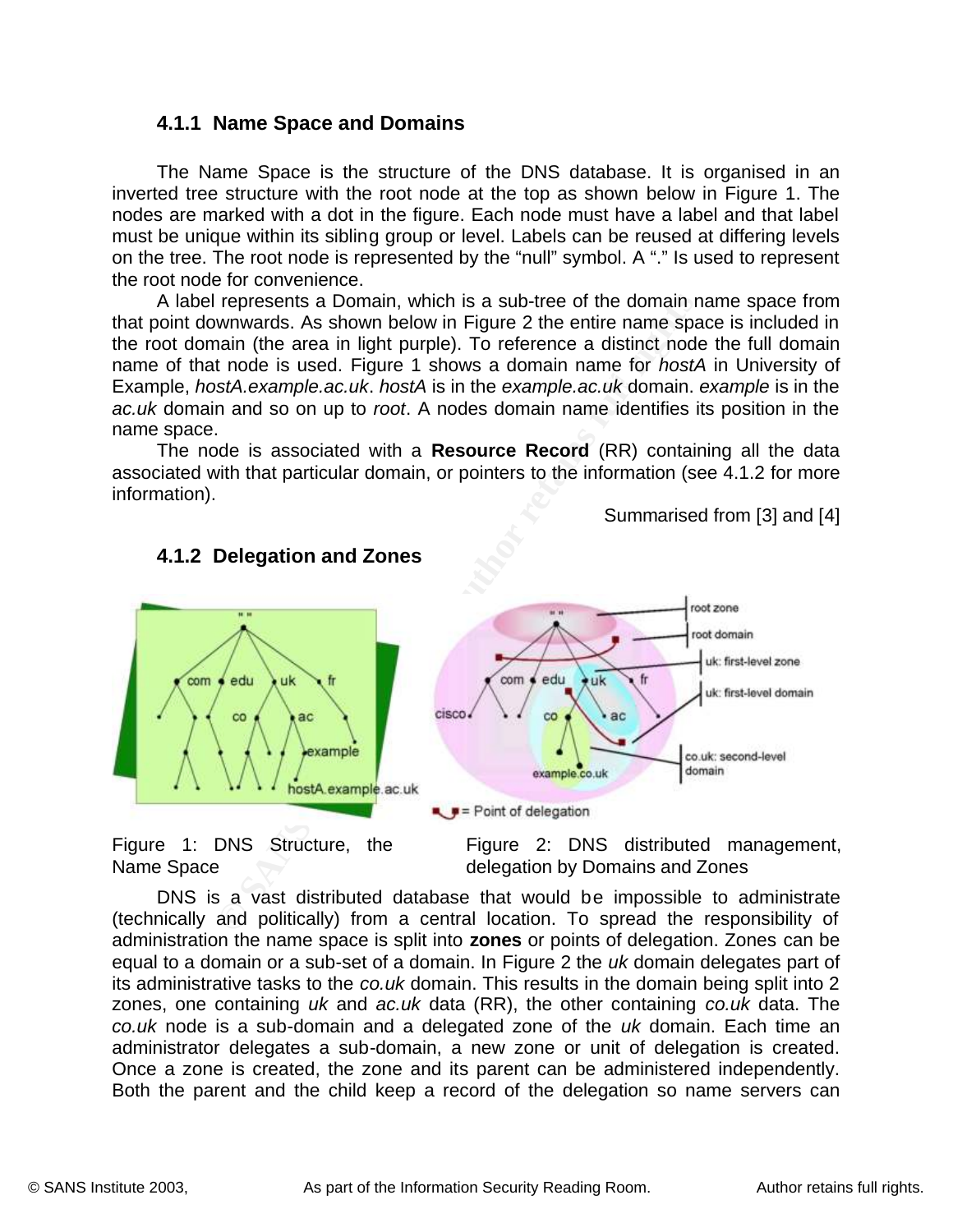### 4.1.1 Name Space and Domains

The Name Space is the structure of the DNS database. It is organised in an inverted tree structure with the root node at the top as shown below in Figure 1. The nodes are marked with a dot in the figure. Each node must have a label and that label must be unique within its sibling group or level. Labels can be reused at differing levels on the tree. The root node is represented by the "null" symbol. A "." Is used to represent the root node for convenience.

A label represents a Domain, which is a sub-tree of the domain name space from that point downwards. As shown below in Figure 2 the entire name space is included in the root domain (the area in light purple). To reference a distinct node the full domain name of that node is used. Figure 1 shows a domain name for *hostA* in University of Example, *hostA.example.ac.uk*. *hostA* is in the *example.ac.uk* domain. *example* is in the *ac.uk* domain and so on up to *root*. A nodes domain name identifies its position in the name space.

The node is associated with a **Resource Record** (RR) containing all the data associated with that particular domain, or pointers to the information (see 4.1.2 for more information).

Summarised from [3] and [4]

### 4.1.2 Delegation and Zones

Figure 1: DNS Structure, the Name Space

Figure 2: DNS distributed management, delegation by Domains and Zones

DNS is a vast distributed database that would be impossible to administrate (technically and politically) from a central location. To spread the responsibility of administration the name space is split into **zones** or points of delegation. Zones can be equal to a domain or a sub-set of a domain. In Figure 2 the *uk* domain delegates part of its administrative tasks to the *co.uk* domain. This results in the domain being split into 2 zones, one containing *uk* and *ac.uk* data (RR), the other containing *co.uk* data. The *co.uk* node is a sub-domain and a delegated zone of the *uk* domain. Each time an administrator delegates a sub-domain, a new zone or unit of delegation is created. Once a zone is created, the zone and its parent can be administered independently. Both the parent and the child keep a record of the delegation so name servers can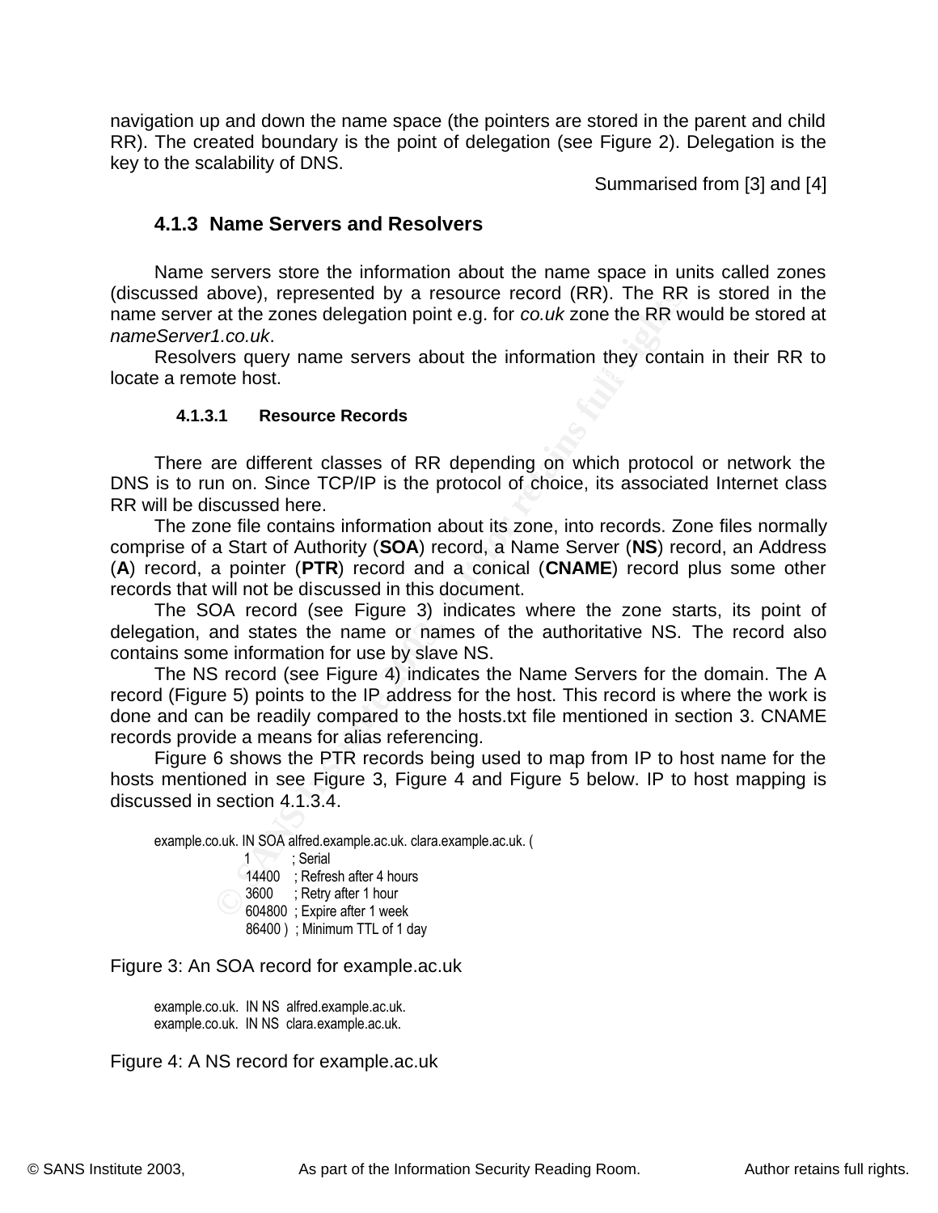navigation up and down the name space (the pointers are stored in the parent and child RR). The created boundary is the point of delegation (see Figure 2). Delegation is the key to the scalability of DNS.

Summarised from [3] and [4]

### 4.1.3 Name Servers and Resolvers

Name servers store the information about the name space in units called zones (discussed above), represented by a resource record (RR). The RR is stored in the name server at the zones delegation point e.g. for *co.uk* zone the RR would be stored at *nameServer1.co.uk*.

Resolvers query name servers about the information they contain in their RR to locate a remote host.

#### 4.1.3.1 Resource Records

There are different classes of RR depending on which protocol or network the DNS is to run on. Since TCP/IP is the protocol of choice, its associated Internet class RR will be discussed here.

The zone file contains information about its zone, into records. Zone files normally comprise of a Start of Authority (**SOA**) record, a Name Server (**NS**) record, an Address (**A**) record, a pointer (**PTR**) record and a conical (**CNAME**) record plus some other records that will not be discussed in this document.

The SOA record (see Figure 3) indicates where the zone starts, its point of delegation, and states the name or names of the authoritative NS. The record also contains some information for use by slave NS.

The NS record (see Figure 4) indicates the Name Servers for the domain. The A record (Figure 5) points to the IP address for the host. This record is where the work is done and can be readily compared to the hosts.txt file mentioned in section 3. CNAME records provide a means for alias referencing.

Figure 6 shows the PTR records being used to map from IP to host name for the hosts mentioned in see Figure 3, Figure 4 and Figure 5 below. IP to host mapping is discussed in section 4.1.3.4.

```
example.co.uk. IN SOA alfred.example.ac.uk. clara.example.ac.uk. (
                    1        ; Serial
                    14400    ; Refresh after 4 hours
                    3600     ; Retry after 1 hour
                    604800   ; Expire after 1 week
                    86400 )  ; Minimum TTL of 1 day
```

Figure 3: An SOA record for example.ac.uk

```
example.co.uk.  IN NS  alfred.example.ac.uk.
example.co.uk.  IN NS  clara.example.ac.uk.
```

Figure 4: A NS record for example.ac.uk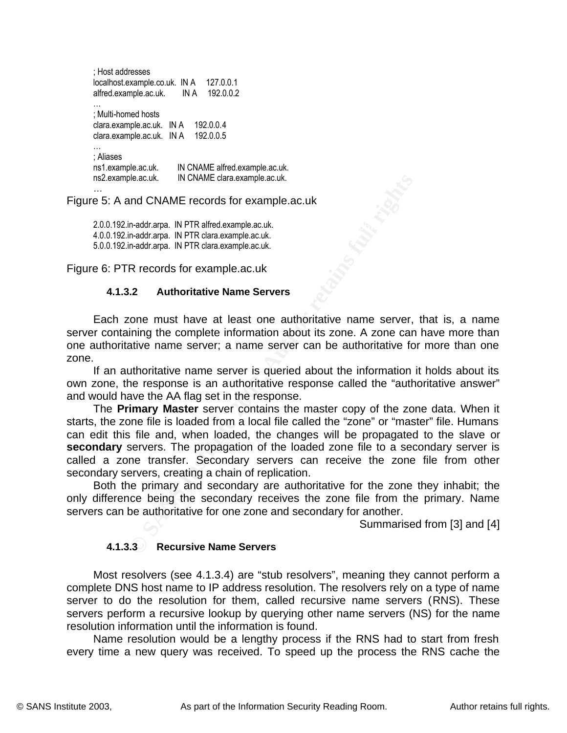```
; Host addresses
localhost.example.co.uk.  IN A     127.0.0.1
alfred.example.ac.uk.       IN A     192.0.0.2
…
; Multi-homed hosts
clara.example.ac.uk.   IN A     192.0.0.4
clara.example.ac.uk.   IN A     192.0.0.5
…
; Aliases
ns1.example.ac.uk.        IN CNAME alfred.example.ac.uk.
ns2.example.ac.uk.        IN CNAME clara.example.ac.uk.
…
```

Figure 5: A and CNAME records for example.ac.uk

```
2.0.0.192.in-addr.arpa.  IN PTR alfred.example.ac.uk.
4.0.0.192.in-addr.arpa.  IN PTR clara.example.ac.uk.
5.0.0.192.in-addr.arpa.  IN PTR clara.example.ac.uk.
```

Figure 6: PTR records for example.ac.uk

#### 4.1.3.2 Authoritative Name Servers

Each zone must have at least one authoritative name server, that is, a name server containing the complete information about its zone. A zone can have more than one authoritative name server; a name server can be authoritative for more than one zone.

If an authoritative name server is queried about the information it holds about its own zone, the response is an authoritative response called the "authoritative answer" and would have the AA flag set in the response.

The **Primary Master** server contains the master copy of the zone data. When it starts, the zone file is loaded from a local file called the "zone" or "master" file. Humans can edit this file and, when loaded, the changes will be propagated to the slave or **secondary** servers. The propagation of the loaded zone file to a secondary server is called a zone transfer. Secondary servers can receive the zone file from other secondary servers, creating a chain of replication.

Both the primary and secondary are authoritative for the zone they inhabit; the only difference being the secondary receives the zone file from the primary. Name servers can be authoritative for one zone and secondary for another.

Summarised from [3] and [4]

#### 4.1.3.3 Recursive Name Servers

Most resolvers (see 4.1.3.4) are "stub resolvers", meaning they cannot perform a complete DNS host name to IP address resolution. The resolvers rely on a type of name server to do the resolution for them, called recursive name servers (RNS). These servers perform a recursive lookup by querying other name servers (NS) for the name resolution information until the information is found.

Name resolution would be a lengthy process if the RNS had to start from fresh every time a new query was received. To speed up the process the RNS cache the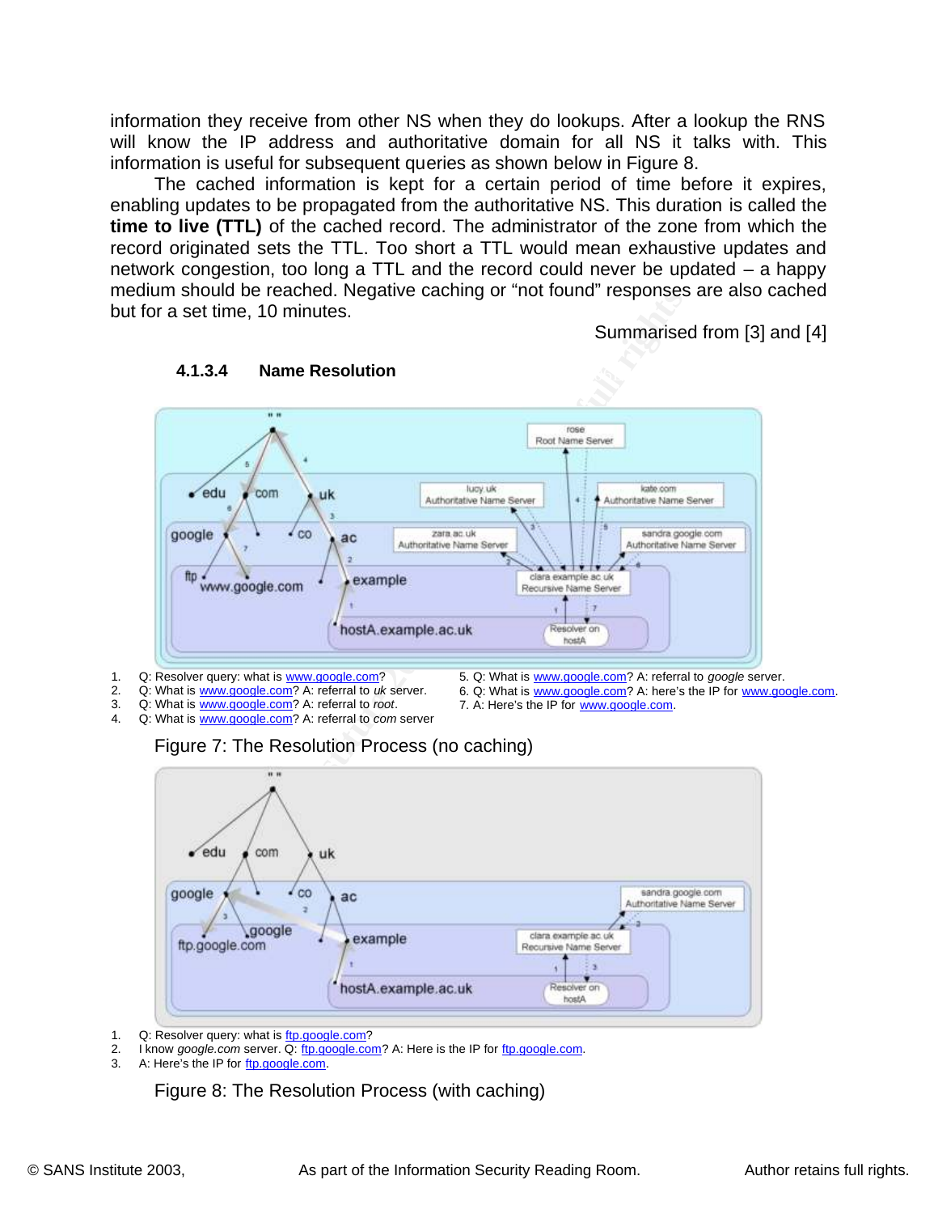information they receive from other NS when they do lookups. After a lookup the RNS will know the IP address and authoritative domain for all NS it talks with. This information is useful for subsequent queries as shown below in Figure 8.

The cached information is kept for a certain period of time before it expires, enabling updates to be propagated from the authoritative NS. This duration is called the **time to live (TTL)** of the cached record. The administrator of the zone from which the record originated sets the TTL. Too short a TTL would mean exhaustive updates and network congestion, too long a TTL and the record could never be updated – a happy medium should be reached. Negative caching or "not found" responses are also cached but for a set time, 10 minutes.

Summarised from [3] and [4]

#### 4.1.3.4 Name Resolution

1. Q: Resolver query: what is www.google.com?
2. Q: What is www.google.com? A: referral to *uk* server.
3. Q: What is www.google.com? A: referral to *root*.
4. Q: What is www.google.com? A: referral to *com* server
5. Q: What is www.google.com? A: referral to *google* server.
6. Q: What is www.google.com? A: here's the IP for www.google.com.
7. A: Here's the IP for www.google.com.

Figure 7: The Resolution Process (no caching)

1. Q: Resolver query: what is ftp.google.com?
2. I know *google.com* server. Q: ftp.google.com? A: Here is the IP for ftp.google.com.
3. A: Here's the IP for ftp.google.com.

Figure 8: The Resolution Process (with caching)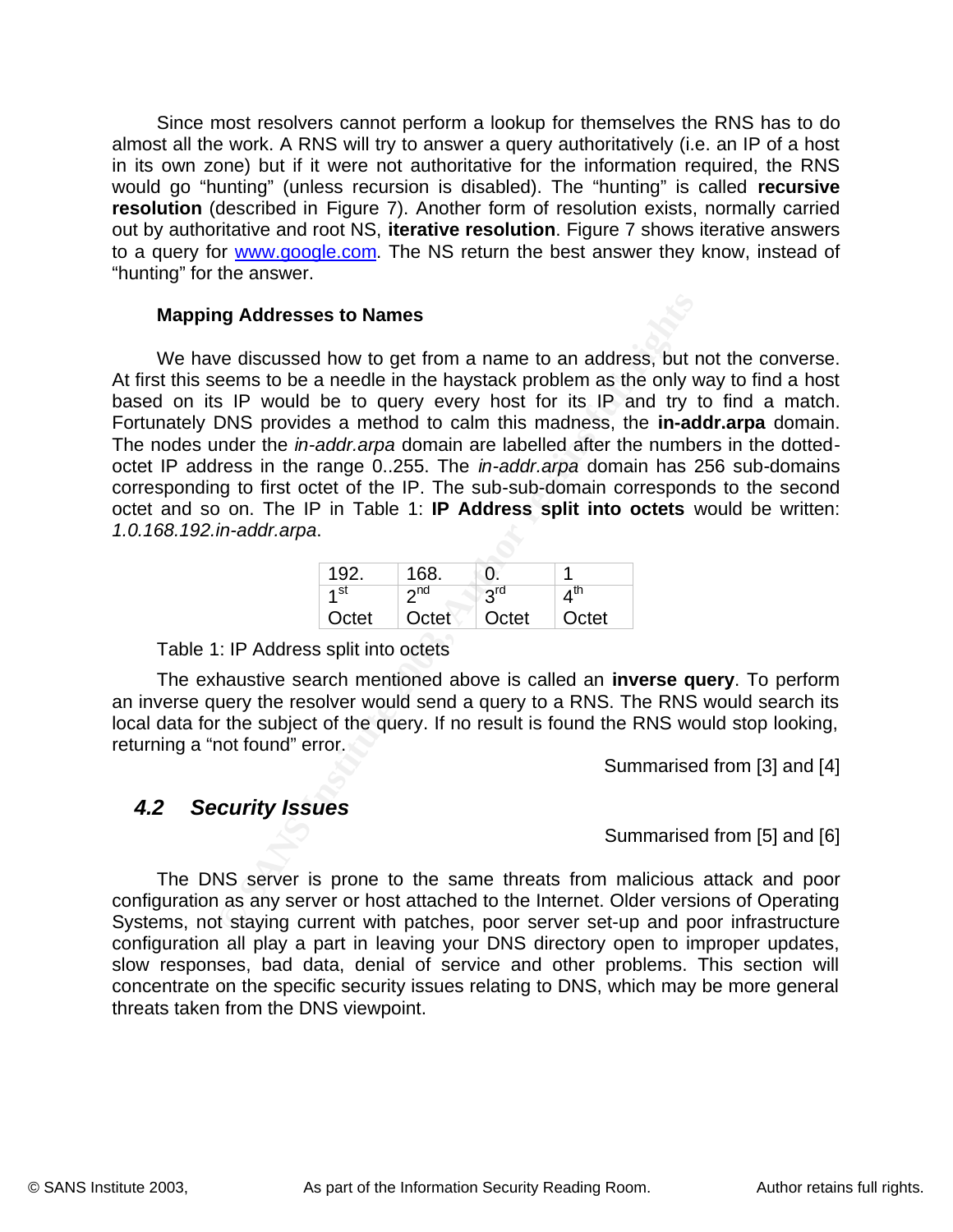Since most resolvers cannot perform a lookup for themselves the RNS has to do almost all the work. A RNS will try to answer a query authoritatively (i.e. an IP of a host in its own zone) but if it were not authoritative for the information required, the RNS would go "hunting" (unless recursion is disabled). The "hunting" is called **recursive resolution** (described in Figure 7). Another form of resolution exists, normally carried out by authoritative and root NS, **iterative resolution**. Figure 7 shows iterative answers to a query for www.google.com. The NS return the best answer they know, instead of "hunting" for the answer.

**Mapping Addresses to Names**

We have discussed how to get from a name to an address, but not the converse. At first this seems to be a needle in the haystack problem as the only way to find a host based on its IP would be to query every host for its IP and try to find a match. Fortunately DNS provides a method to calm this madness, the **in-addr.arpa** domain. The nodes under the *in-addr.arpa* domain are labelled after the numbers in the dotted-octet IP address in the range 0..255. The *in-addr.arpa* domain has 256 sub-domains corresponding to first octet of the IP. The sub-sub-domain corresponds to the second octet and so on. The IP in Table 1: **IP Address split into octets** would be written: *1.0.168.192.in-addr.arpa*.

| 192. | 168. | 0. | 1 |
|---|---|---|---|
| 1st Octet | 2nd Octet | 3rd Octet | 4th Octet |

Table 1: IP Address split into octets

The exhaustive search mentioned above is called an **inverse query**. To perform an inverse query the resolver would send a query to a RNS. The RNS would search its local data for the subject of the query. If no result is found the RNS would stop looking, returning a "not found" error.

Summarised from [3] and [4]

## 4.2 Security Issues

Summarised from [5] and [6]

The DNS server is prone to the same threats from malicious attack and poor configuration as any server or host attached to the Internet. Older versions of Operating Systems, not staying current with patches, poor server set-up and poor infrastructure configuration all play a part in leaving your DNS directory open to improper updates, slow responses, bad data, denial of service and other problems. This section will concentrate on the specific security issues relating to DNS, which may be more general threats taken from the DNS viewpoint.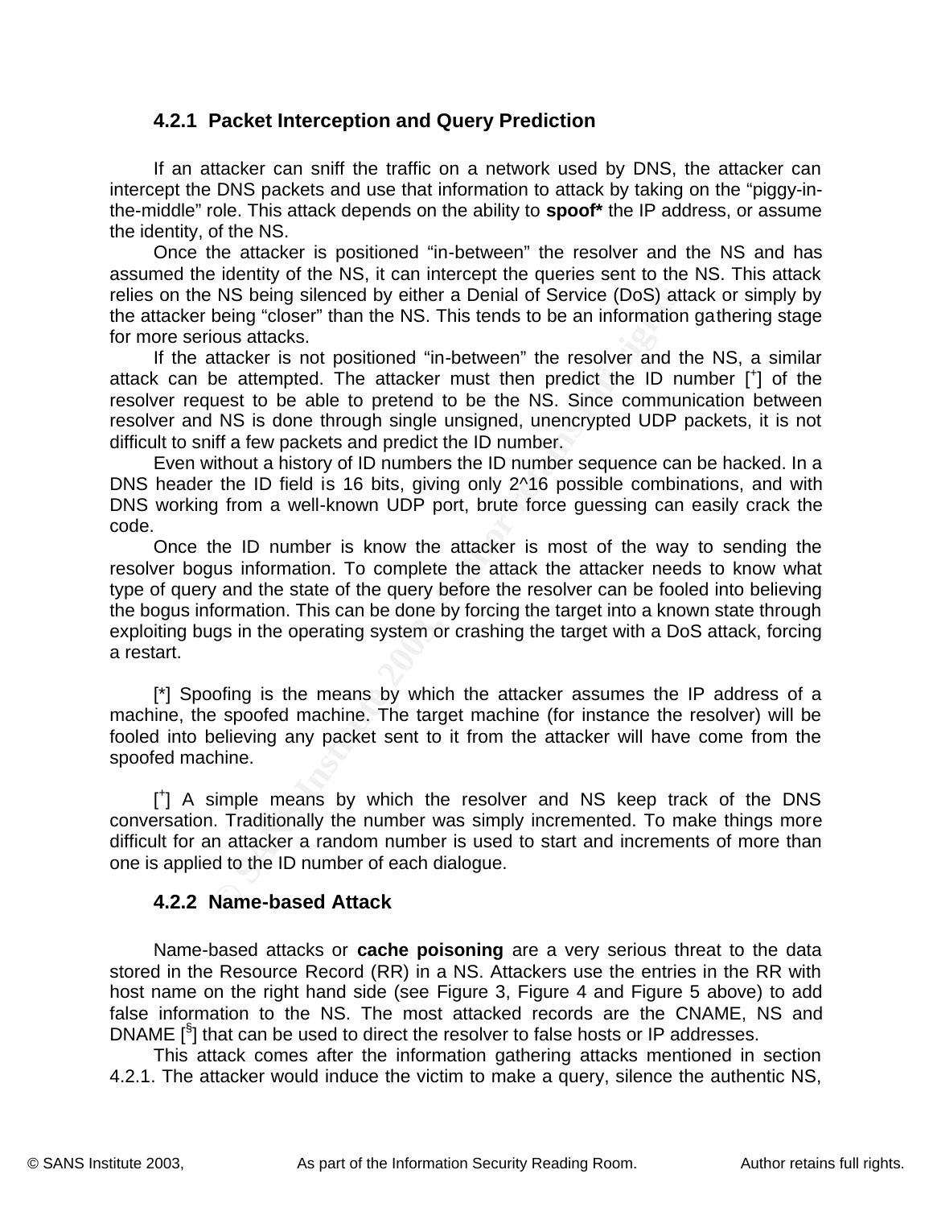### 4.2.1 Packet Interception and Query Prediction

If an attacker can sniff the traffic on a network used by DNS, the attacker can intercept the DNS packets and use that information to attack by taking on the "piggy-in-the-middle" role. This attack depends on the ability to **spoof*** the IP address, or assume the identity, of the NS.

Once the attacker is positioned "in-between" the resolver and the NS and has assumed the identity of the NS, it can intercept the queries sent to the NS. This attack relies on the NS being silenced by either a Denial of Service (DoS) attack or simply by the attacker being "closer" than the NS. This tends to be an information gathering stage for more serious attacks.

If the attacker is not positioned "in-between" the resolver and the NS, a similar attack can be attempted. The attacker must then predict the ID number [+] of the resolver request to be able to pretend to be the NS. Since communication between resolver and NS is done through single unsigned, unencrypted UDP packets, it is not difficult to sniff a few packets and predict the ID number.

Even without a history of ID numbers the ID number sequence can be hacked. In a DNS header the ID field is 16 bits, giving only 2^16 possible combinations, and with DNS working from a well-known UDP port, brute force guessing can easily crack the code.

Once the ID number is know the attacker is most of the way to sending the resolver bogus information. To complete the attack the attacker needs to know what type of query and the state of the query before the resolver can be fooled into believing the bogus information. This can be done by forcing the target into a known state through exploiting bugs in the operating system or crashing the target with a DoS attack, forcing a restart.

[*] Spoofing is the means by which the attacker assumes the IP address of a machine, the spoofed machine. The target machine (for instance the resolver) will be fooled into believing any packet sent to it from the attacker will have come from the spoofed machine.

[+] A simple means by which the resolver and NS keep track of the DNS conversation. Traditionally the number was simply incremented. To make things more difficult for an attacker a random number is used to start and increments of more than one is applied to the ID number of each dialogue.

### 4.2.2 Name-based Attack

Name-based attacks or **cache poisoning** are a very serious threat to the data stored in the Resource Record (RR) in a NS. Attackers use the entries in the RR with host name on the right hand side (see Figure 3, Figure 4 and Figure 5 above) to add false information to the NS. The most attacked records are the CNAME, NS and DNAME [§] that can be used to direct the resolver to false hosts or IP addresses.

This attack comes after the information gathering attacks mentioned in section 4.2.1. The attacker would induce the victim to make a query, silence the authentic NS,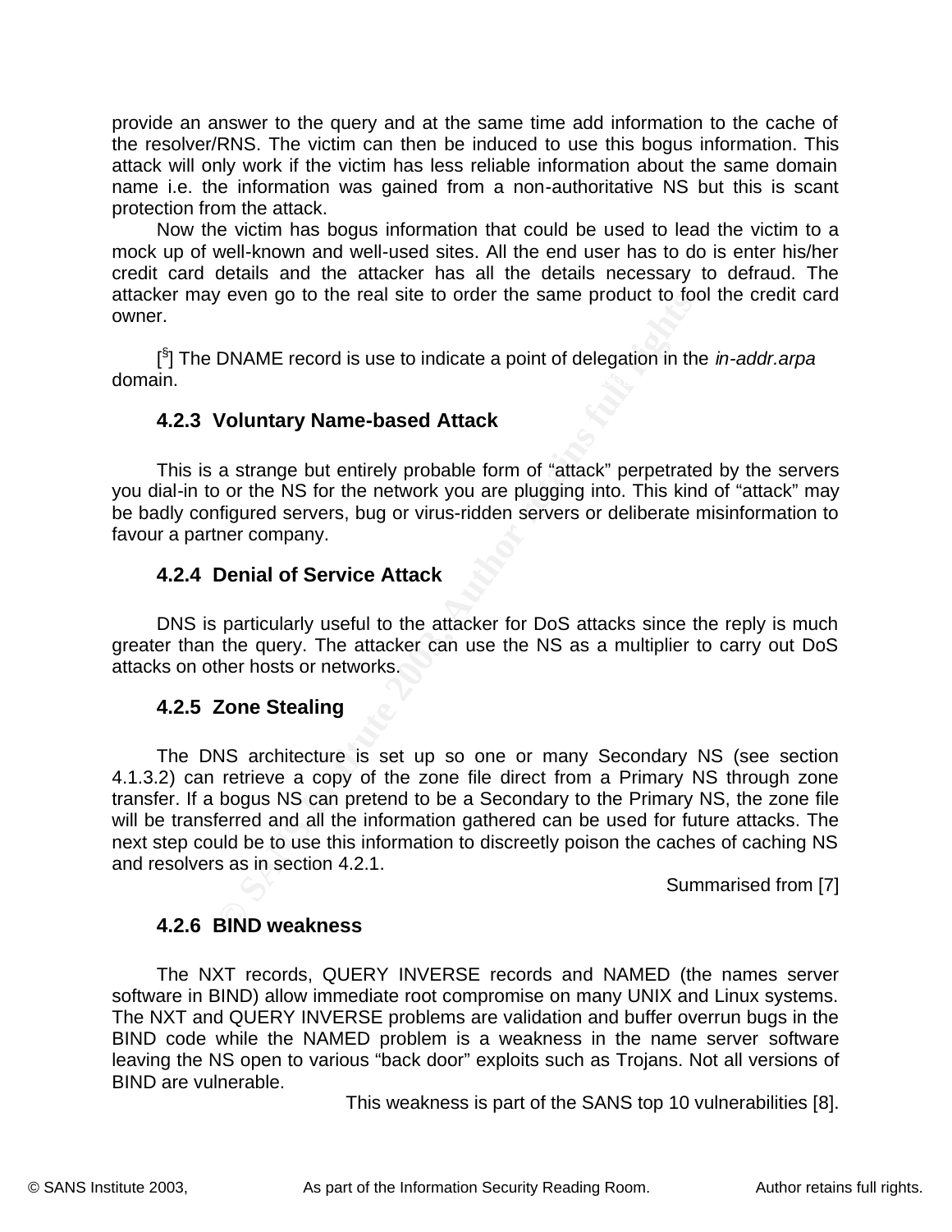provide an answer to the query and at the same time add information to the cache of the resolver/RNS. The victim can then be induced to use this bogus information. This attack will only work if the victim has less reliable information about the same domain name i.e. the information was gained from a non-authoritative NS but this is scant protection from the attack.

Now the victim has bogus information that could be used to lead the victim to a mock up of well-known and well-used sites. All the end user has to do is enter his/her credit card details and the attacker has all the details necessary to defraud. The attacker may even go to the real site to order the same product to fool the credit card owner.

[§] The DNAME record is use to indicate a point of delegation in the *in-addr.arpa* domain.

### 4.2.3 Voluntary Name-based Attack

This is a strange but entirely probable form of "attack" perpetrated by the servers you dial-in to or the NS for the network you are plugging into. This kind of "attack" may be badly configured servers, bug or virus-ridden servers or deliberate misinformation to favour a partner company.

### 4.2.4 Denial of Service Attack

DNS is particularly useful to the attacker for DoS attacks since the reply is much greater than the query. The attacker can use the NS as a multiplier to carry out DoS attacks on other hosts or networks.

### 4.2.5 Zone Stealing

The DNS architecture is set up so one or many Secondary NS (see section 4.1.3.2) can retrieve a copy of the zone file direct from a Primary NS through zone transfer. If a bogus NS can pretend to be a Secondary to the Primary NS, the zone file will be transferred and all the information gathered can be used for future attacks. The next step could be to use this information to discreetly poison the caches of caching NS and resolvers as in section 4.2.1.

Summarised from [7]

### 4.2.6 BIND weakness

The NXT records, QUERY INVERSE records and NAMED (the names server software in BIND) allow immediate root compromise on many UNIX and Linux systems. The NXT and QUERY INVERSE problems are validation and buffer overrun bugs in the BIND code while the NAMED problem is a weakness in the name server software leaving the NS open to various "back door" exploits such as Trojans. Not all versions of BIND are vulnerable.

This weakness is part of the SANS top 10 vulnerabilities [8].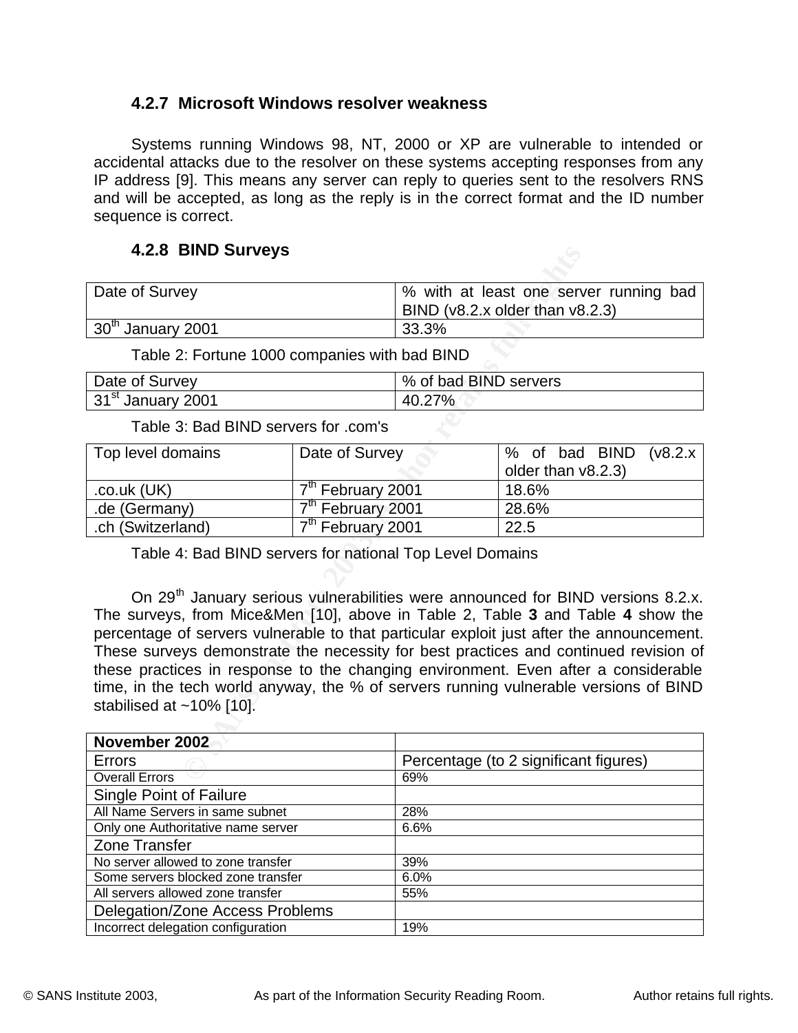### 4.2.7 Microsoft Windows resolver weakness

Systems running Windows 98, NT, 2000 or XP are vulnerable to intended or accidental attacks due to the resolver on these systems accepting responses from any IP address [9]. This means any server can reply to queries sent to the resolvers RNS and will be accepted, as long as the reply is in the correct format and the ID number sequence is correct.

### 4.2.8 BIND Surveys

| Date of Survey | % with at least one server running bad BIND (v8.2.x older than v8.2.3) |
|---|---|
| 30th January 2001 | 33.3% |

Table 2: Fortune 1000 companies with bad BIND

| Date of Survey | % of bad BIND servers |
|---|---|
| 31st January 2001 | 40.27% |

Table 3: Bad BIND servers for .com's

| Top level domains | Date of Survey | % of bad BIND (v8.2.x older than v8.2.3) |
|---|---|---|
| .co.uk (UK) | 7th February 2001 | 18.6% |
| .de (Germany) | 7th February 2001 | 28.6% |
| .ch (Switzerland) | 7th February 2001 | 22.5 |

Table 4: Bad BIND servers for national Top Level Domains

On 29th January serious vulnerabilities were announced for BIND versions 8.2.x. The surveys, from Mice&Men [10], above in Table 2, Table **3** and Table **4** show the percentage of servers vulnerable to that particular exploit just after the announcement. These surveys demonstrate the necessity for best practices and continued revision of these practices in response to the changing environment. Even after a considerable time, in the tech world anyway, the % of servers running vulnerable versions of BIND stabilised at ~10% [10].

| **November 2002** | |
|---|---|
| Errors | Percentage (to 2 significant figures) |
| Overall Errors | 69% |
| Single Point of Failure | |
| All Name Servers in same subnet | 28% |
| Only one Authoritative name server | 6.6% |
| Zone Transfer | |
| No server allowed to zone transfer | 39% |
| Some servers blocked zone transfer | 6.0% |
| All servers allowed zone transfer | 55% |
| Delegation/Zone Access Problems | |
| Incorrect delegation configuration | 19% |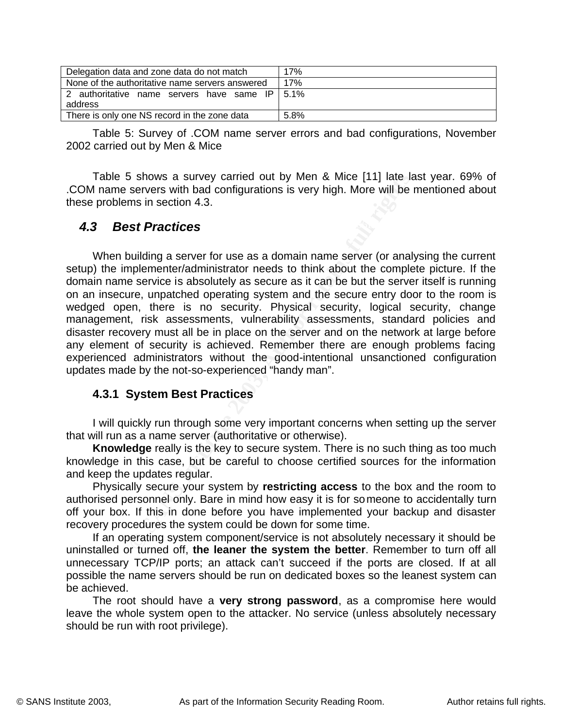| Delegation data and zone data do not match | 17% |
|---|---|
| None of the authoritative name servers answered | 17% |
| 2 authoritative name servers have same IP address | 5.1% |
| There is only one NS record in the zone data | 5.8% |

Table 5: Survey of .COM name server errors and bad configurations, November 2002 carried out by Men & Mice

Table 5 shows a survey carried out by Men & Mice [11] late last year. 69% of .COM name servers with bad configurations is very high. More will be mentioned about these problems in section 4.3.

## *4.3 Best Practices*

When building a server for use as a domain name server (or analysing the current setup) the implementer/administrator needs to think about the complete picture. If the domain name service is absolutely as secure as it can be but the server itself is running on an insecure, unpatched operating system and the secure entry door to the room is wedged open, there is no security. Physical security, logical security, change management, risk assessments, vulnerability assessments, standard policies and disaster recovery must all be in place on the server and on the network at large before any element of security is achieved. Remember there are enough problems facing experienced administrators without the good-intentional unsanctioned configuration updates made by the not-so-experienced "handy man".

### 4.3.1 System Best Practices

I will quickly run through some very important concerns when setting up the server that will run as a name server (authoritative or otherwise).

**Knowledge** really is the key to secure system. There is no such thing as too much knowledge in this case, but be careful to choose certified sources for the information and keep the updates regular.

Physically secure your system by **restricting access** to the box and the room to authorised personnel only. Bare in mind how easy it is for someone to accidentally turn off your box. If this in done before you have implemented your backup and disaster recovery procedures the system could be down for some time.

If an operating system component/service is not absolutely necessary it should be uninstalled or turned off, **the leaner the system the better**. Remember to turn off all unnecessary TCP/IP ports; an attack can't succeed if the ports are closed. If at all possible the name servers should be run on dedicated boxes so the leanest system can be achieved.

The root should have a **very strong password**, as a compromise here would leave the whole system open to the attacker. No service (unless absolutely necessary should be run with root privilege).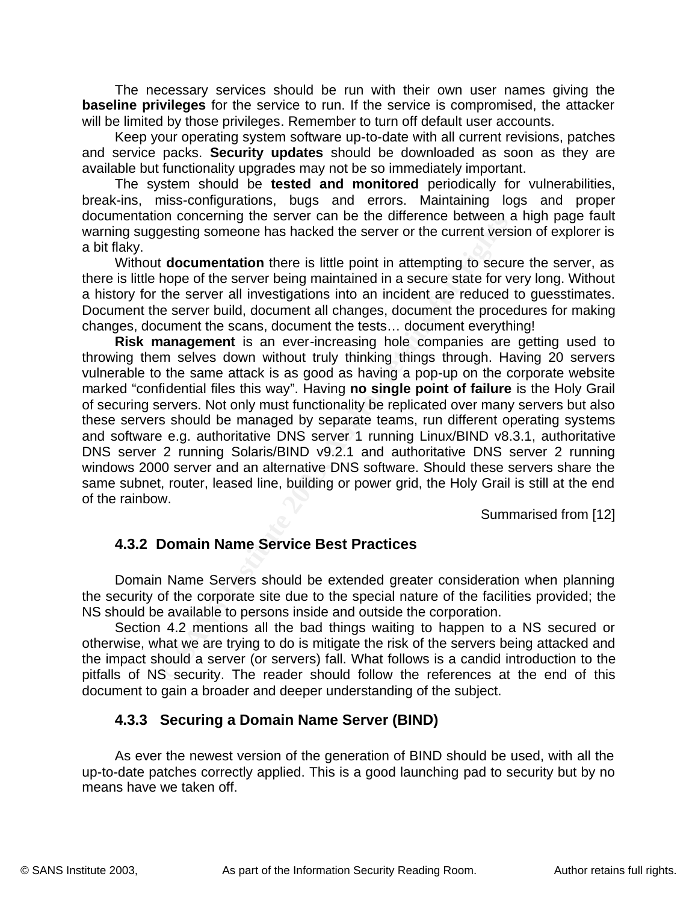The necessary services should be run with their own user names giving the **baseline privileges** for the service to run. If the service is compromised, the attacker will be limited by those privileges. Remember to turn off default user accounts.

Keep your operating system software up-to-date with all current revisions, patches and service packs. **Security updates** should be downloaded as soon as they are available but functionality upgrades may not be so immediately important.

The system should be **tested and monitored** periodically for vulnerabilities, break-ins, miss-configurations, bugs and errors. Maintaining logs and proper documentation concerning the server can be the difference between a high page fault warning suggesting someone has hacked the server or the current version of explorer is a bit flaky.

Without **documentation** there is little point in attempting to secure the server, as there is little hope of the server being maintained in a secure state for very long. Without a history for the server all investigations into an incident are reduced to guesstimates. Document the server build, document all changes, document the procedures for making changes, document the scans, document the tests… document everything!

**Risk management** is an ever-increasing hole companies are getting used to throwing them selves down without truly thinking things through. Having 20 servers vulnerable to the same attack is as good as having a pop-up on the corporate website marked "confidential files this way". Having **no single point of failure** is the Holy Grail of securing servers. Not only must functionality be replicated over many servers but also these servers should be managed by separate teams, run different operating systems and software e.g. authoritative DNS server 1 running Linux/BIND v8.3.1, authoritative DNS server 2 running Solaris/BIND v9.2.1 and authoritative DNS server 2 running windows 2000 server and an alternative DNS software. Should these servers share the same subnet, router, leased line, building or power grid, the Holy Grail is still at the end of the rainbow.

Summarised from [12]

### 4.3.2 Domain Name Service Best Practices

Domain Name Servers should be extended greater consideration when planning the security of the corporate site due to the special nature of the facilities provided; the NS should be available to persons inside and outside the corporation.

Section 4.2 mentions all the bad things waiting to happen to a NS secured or otherwise, what we are trying to do is mitigate the risk of the servers being attacked and the impact should a server (or servers) fall. What follows is a candid introduction to the pitfalls of NS security. The reader should follow the references at the end of this document to gain a broader and deeper understanding of the subject.

### 4.3.3 Securing a Domain Name Server (BIND)

As ever the newest version of the generation of BIND should be used, with all the up-to-date patches correctly applied. This is a good launching pad to security but by no means have we taken off.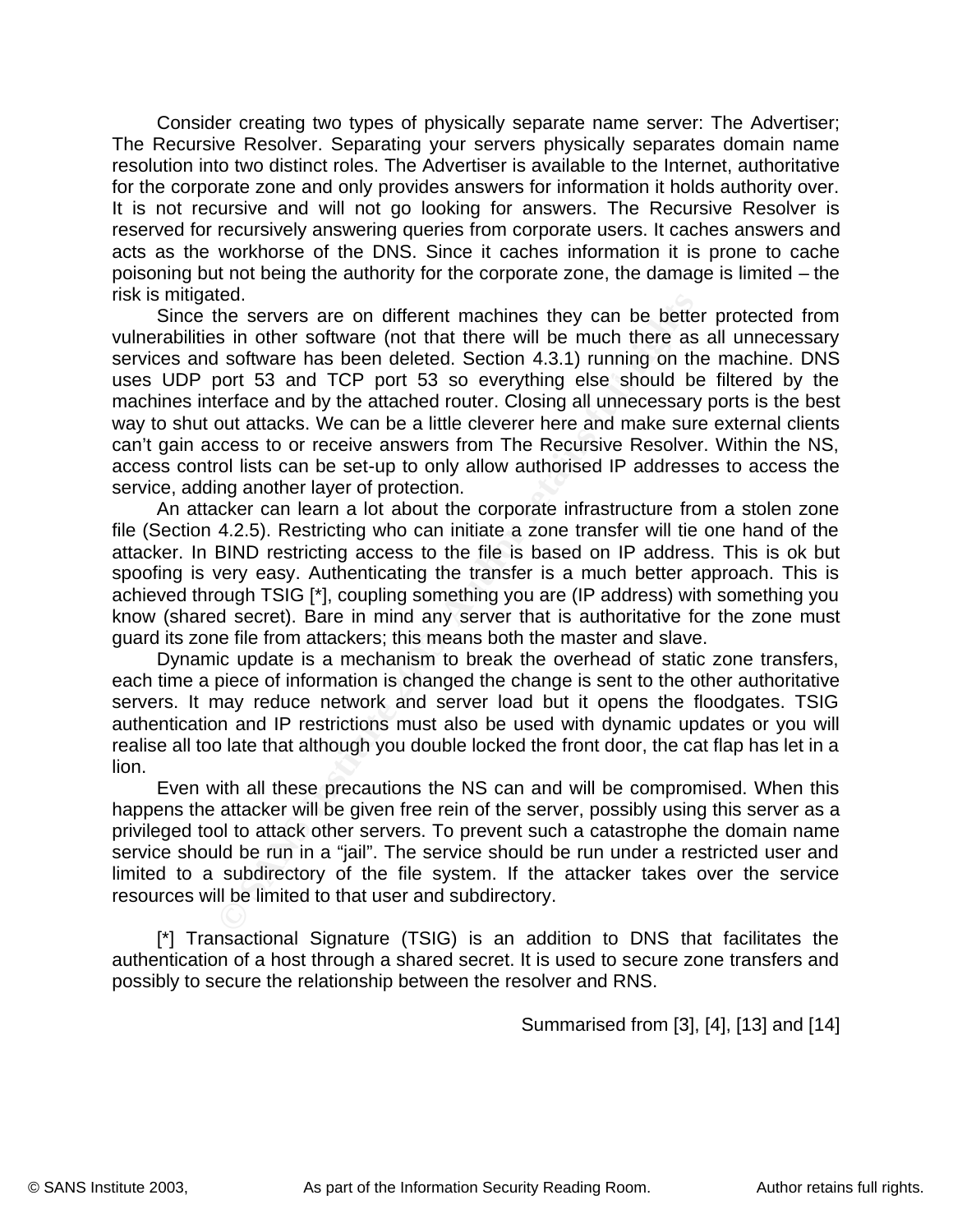Consider creating two types of physically separate name server: The Advertiser; The Recursive Resolver. Separating your servers physically separates domain name resolution into two distinct roles. The Advertiser is available to the Internet, authoritative for the corporate zone and only provides answers for information it holds authority over. It is not recursive and will not go looking for answers. The Recursive Resolver is reserved for recursively answering queries from corporate users. It caches answers and acts as the workhorse of the DNS. Since it caches information it is prone to cache poisoning but not being the authority for the corporate zone, the damage is limited – the risk is mitigated.

Since the servers are on different machines they can be better protected from vulnerabilities in other software (not that there will be much there as all unnecessary services and software has been deleted. Section 4.3.1) running on the machine. DNS uses UDP port 53 and TCP port 53 so everything else should be filtered by the machines interface and by the attached router. Closing all unnecessary ports is the best way to shut out attacks. We can be a little cleverer here and make sure external clients can't gain access to or receive answers from The Recursive Resolver. Within the NS, access control lists can be set-up to only allow authorised IP addresses to access the service, adding another layer of protection.

An attacker can learn a lot about the corporate infrastructure from a stolen zone file (Section 4.2.5). Restricting who can initiate a zone transfer will tie one hand of the attacker. In BIND restricting access to the file is based on IP address. This is ok but spoofing is very easy. Authenticating the transfer is a much better approach. This is achieved through TSIG [*], coupling something you are (IP address) with something you know (shared secret). Bare in mind any server that is authoritative for the zone must guard its zone file from attackers; this means both the master and slave.

Dynamic update is a mechanism to break the overhead of static zone transfers, each time a piece of information is changed the change is sent to the other authoritative servers. It may reduce network and server load but it opens the floodgates. TSIG authentication and IP restrictions must also be used with dynamic updates or you will realise all too late that although you double locked the front door, the cat flap has let in a lion.

Even with all these precautions the NS can and will be compromised. When this happens the attacker will be given free rein of the server, possibly using this server as a privileged tool to attack other servers. To prevent such a catastrophe the domain name service should be run in a "jail". The service should be run under a restricted user and limited to a subdirectory of the file system. If the attacker takes over the service resources will be limited to that user and subdirectory.

[*] Transactional Signature (TSIG) is an addition to DNS that facilitates the authentication of a host through a shared secret. It is used to secure zone transfers and possibly to secure the relationship between the resolver and RNS.

Summarised from [3], [4], [13] and [14]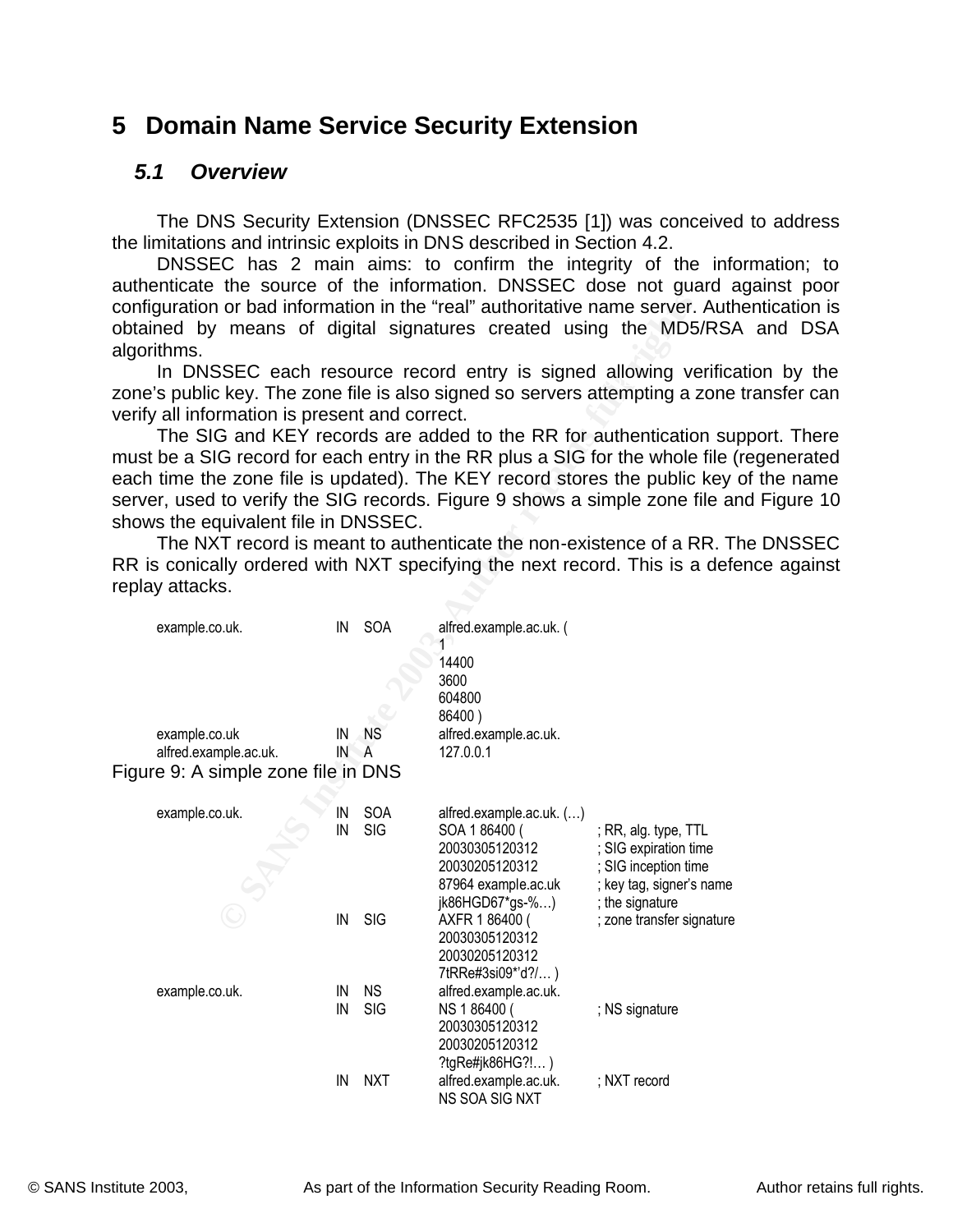# 5 Domain Name Service Security Extension

## 5.1 Overview

The DNS Security Extension (DNSSEC RFC2535 [1]) was conceived to address the limitations and intrinsic exploits in DNS described in Section 4.2.

DNSSEC has 2 main aims: to confirm the integrity of the information; to authenticate the source of the information. DNSSEC dose not guard against poor configuration or bad information in the "real" authoritative name server. Authentication is obtained by means of digital signatures created using the MD5/RSA and DSA algorithms.

In DNSSEC each resource record entry is signed allowing verification by the zone's public key. The zone file is also signed so servers attempting a zone transfer can verify all information is present and correct.

The SIG and KEY records are added to the RR for authentication support. There must be a SIG record for each entry in the RR plus a SIG for the whole file (regenerated each time the zone file is updated). The KEY record stores the public key of the name server, used to verify the SIG records. Figure 9 shows a simple zone file and Figure 10 shows the equivalent file in DNSSEC.

The NXT record is meant to authenticate the non-existence of a RR. The DNSSEC RR is conically ordered with NXT specifying the next record. This is a defence against replay attacks.

```
example.co.uk.          IN   SOA    alfred.example.ac.uk. (
                                    1
                                    14400
                                    3600
                                    604800
                                    86400 )
example.co.uk           IN   NS     alfred.example.ac.uk.
alfred.example.ac.uk.   IN   A      127.0.0.1
```

Figure 9: A simple zone file in DNS

```
example.co.uk.          IN   SOA    alfred.example.ac.uk. (…)
                        IN   SIG    SOA 1 86400 (            ; RR, alg. type, TTL
                                    20030305120312           ; SIG expiration time
                                    20030205120312           ; SIG inception time
                                    87964 example.ac.uk      ; key tag, signer's name
                                    jk86HGD67*gs-%…)         ; the signature
                        IN   SIG    AXFR 1 86400 (           ; zone transfer signature
                                    20030305120312
                                    20030205120312
                                    7tRRe#3si09*'d?/… )
example.co.uk.          IN   NS     alfred.example.ac.uk.
                        IN   SIG    NS 1 86400 (             ; NS signature
                                    20030305120312
                                    20030205120312
                                    ?tgRe#jk86HG?!… )
                        IN   NXT    alfred.example.ac.uk.    ; NXT record
                                    NS SOA SIG NXT
```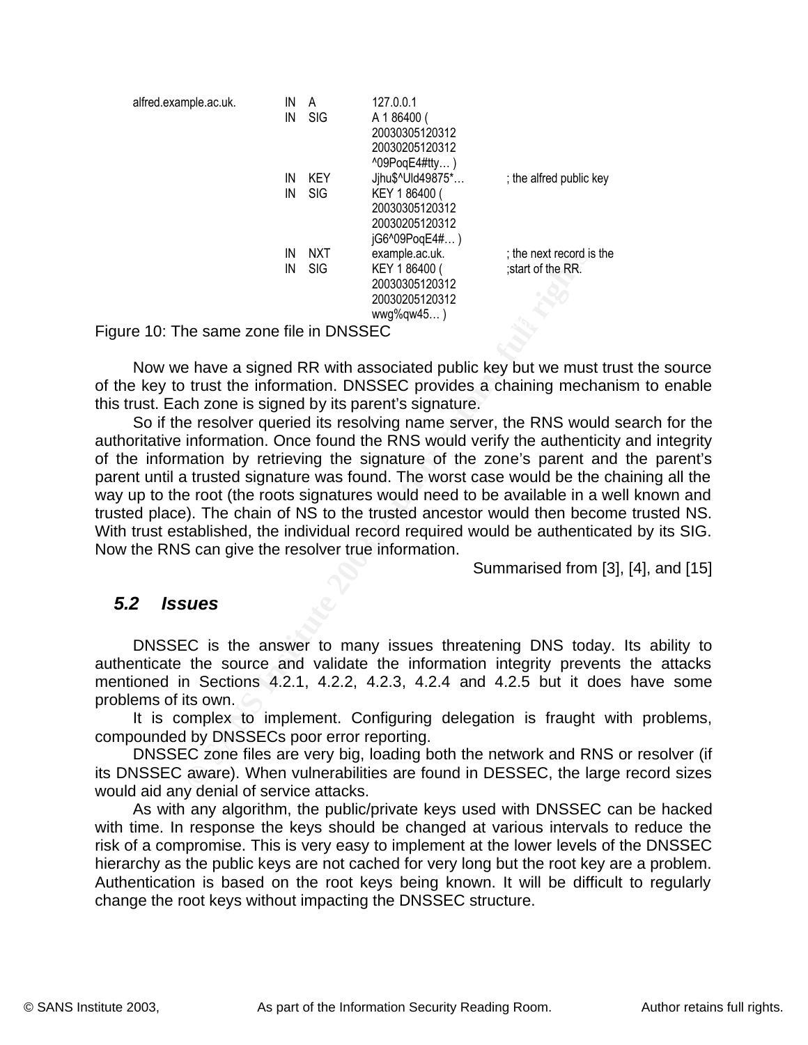```
alfred.example.ac.uk.    IN  A     127.0.0.1
                         IN  SIG   A 1 86400 (
                                   20030305120312
                                   20030205120312
                                   ^09PoqE4#tty… )
                         IN  KEY   Jjhu$^Uld49875*…      ; the alfred public key
                         IN  SIG   KEY 1 86400 (
                                   20030305120312
                                   20030205120312
                                   jG6^09PoqE4#… )
                         IN  NXT   example.ac.uk.        ; the next record is the
                         IN  SIG   KEY 1 86400 (         ;start of the RR.
                                   20030305120312
                                   20030205120312
                                   wwg%qw45… )
```

Figure 10: The same zone file in DNSSEC

Now we have a signed RR with associated public key but we must trust the source of the key to trust the information. DNSSEC provides a chaining mechanism to enable this trust. Each zone is signed by its parent's signature.

So if the resolver queried its resolving name server, the RNS would search for the authoritative information. Once found the RNS would verify the authenticity and integrity of the information by retrieving the signature of the zone's parent and the parent's parent until a trusted signature was found. The worst case would be the chaining all the way up to the root (the roots signatures would need to be available in a well known and trusted place). The chain of NS to the trusted ancestor would then become trusted NS. With trust established, the individual record required would be authenticated by its SIG. Now the RNS can give the resolver true information.

Summarised from [3], [4], and [15]

### 5.2 Issues

DNSSEC is the answer to many issues threatening DNS today. Its ability to authenticate the source and validate the information integrity prevents the attacks mentioned in Sections 4.2.1, 4.2.2, 4.2.3, 4.2.4 and 4.2.5 but it does have some problems of its own.

It is complex to implement. Configuring delegation is fraught with problems, compounded by DNSSECs poor error reporting.

DNSSEC zone files are very big, loading both the network and RNS or resolver (if its DNSSEC aware). When vulnerabilities are found in DESSEC, the large record sizes would aid any denial of service attacks.

As with any algorithm, the public/private keys used with DNSSEC can be hacked with time. In response the keys should be changed at various intervals to reduce the risk of a compromise. This is very easy to implement at the lower levels of the DNSSEC hierarchy as the public keys are not cached for very long but the root key are a problem. Authentication is based on the root keys being known. It will be difficult to regularly change the root keys without impacting the DNSSEC structure.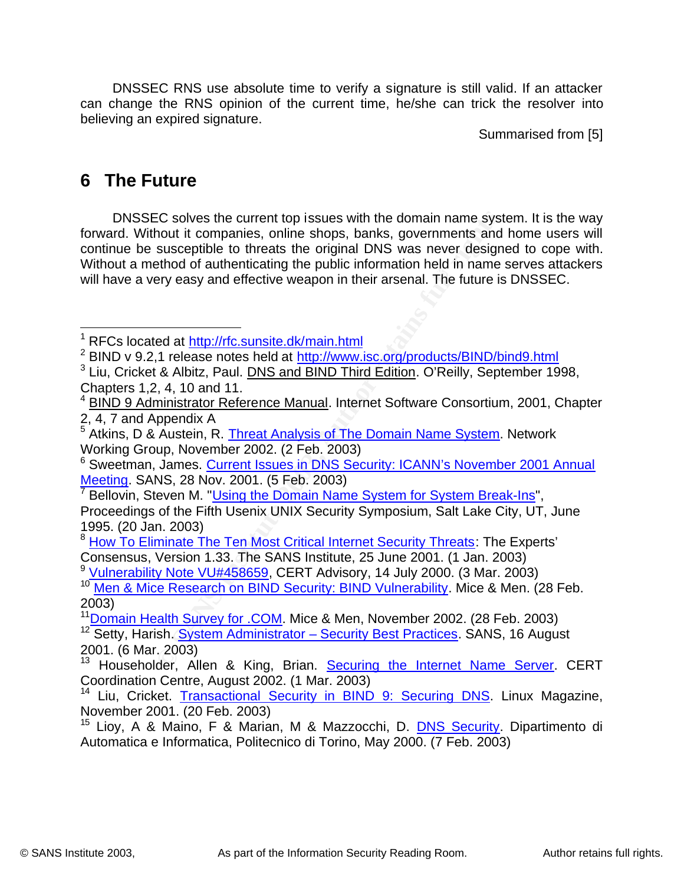DNSSEC RNS use absolute time to verify a signature is still valid. If an attacker can change the RNS opinion of the current time, he/she can trick the resolver into believing an expired signature.

Summarised from [5]

# 6 The Future

DNSSEC solves the current top issues with the domain name system. It is the way forward. Without it companies, online shops, banks, governments and home users will continue be susceptible to threats the original DNS was never designed to cope with. Without a method of authenticating the public information held in name serves attackers will have a very easy and effective weapon in their arsenal. The future is DNSSEC.

---

[1] RFCs located at http://rfc.sunsite.dk/main.html

[2] BIND v 9.2,1 release notes held at http://www.isc.org/products/BIND/bind9.html

[3] Liu, Cricket & Albitz, Paul. DNS and BIND Third Edition. O'Reilly, September 1998, Chapters 1,2, 4, 10 and 11.

[4] BIND 9 Administrator Reference Manual. Internet Software Consortium, 2001, Chapter 2, 4, 7 and Appendix A

[5] Atkins, D & Austein, R. Threat Analysis of The Domain Name System. Network Working Group, November 2002. (2 Feb. 2003)

[6] Sweetman, James. Current Issues in DNS Security: ICANN's November 2001 Annual Meeting. SANS, 28 Nov. 2001. (5 Feb. 2003)

[7] Bellovin, Steven M. "Using the Domain Name System for System Break-Ins", Proceedings of the Fifth Usenix UNIX Security Symposium, Salt Lake City, UT, June 1995. (20 Jan. 2003)

[8] How To Eliminate The Ten Most Critical Internet Security Threats: The Experts' Consensus, Version 1.33. The SANS Institute, 25 June 2001. (1 Jan. 2003)

[9] Vulnerability Note VU#458659, CERT Advisory, 14 July 2000. (3 Mar. 2003)

[10] Men & Mice Research on BIND Security: BIND Vulnerability. Mice & Men. (28 Feb. 2003)

[11] Domain Health Survey for .COM. Mice & Men, November 2002. (28 Feb. 2003)

[12] Setty, Harish. System Administrator – Security Best Practices. SANS, 16 August 2001. (6 Mar. 2003)

[13] Householder, Allen & King, Brian. Securing the Internet Name Server. CERT Coordination Centre, August 2002. (1 Mar. 2003)

[14] Liu, Cricket. Transactional Security in BIND 9: Securing DNS. Linux Magazine, November 2001. (20 Feb. 2003)

[15] Lioy, A & Maino, F & Marian, M & Mazzocchi, D. DNS Security. Dipartimento di Automatica e Informatica, Politecnico di Torino, May 2000. (7 Feb. 2003)